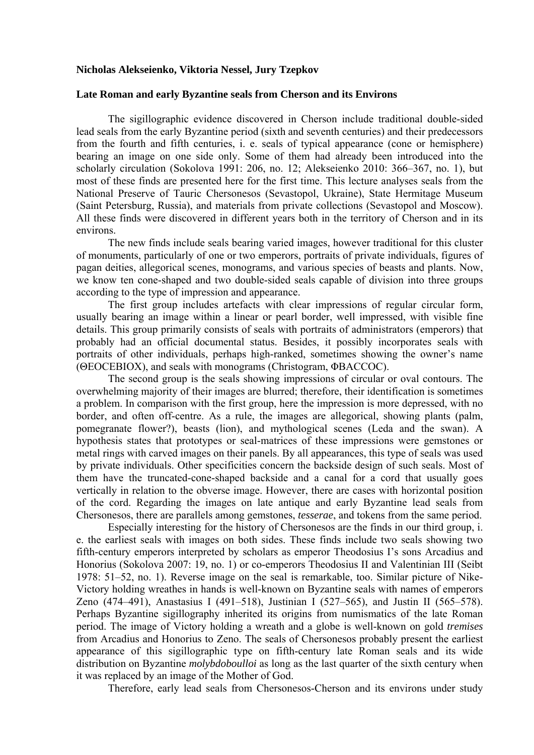**Nicholas Alekseienko, Viktoria Nessel, Jury Tzepkov**

**Late Roman and early Byzantine seals from Cherson and its Environs**

The sigillographic evidence discovered in Cherson include traditional double-sided lead seals from the early Byzantine period (sixth and seventh centuries) and their predecessors from the fourth and fifth centuries, i. e. seals of typical appearance (cone or hemisphere) bearing an image on one side only. Some of them had already been introduced into the scholarly circulation (Sokolova 1991: 206, no. 12; Alekseienko 2010: 366–367, no. 1), but most of these finds are presented here for the first time. This lecture analyses seals from the National Preserve of Tauric Chersonesos (Sevastopol, Ukraine), State Hermitage Museum (Saint Petersburg, Russia), and materials from private collections (Sevastopol and Moscow). All these finds were discovered in different years both in the territory of Cherson and in its environs.

The new finds include seals bearing varied images, however traditional for this cluster of monuments, particularly of one or two emperors, portraits of private individuals, figures of pagan deities, allegorical scenes, monograms, and various species of beasts and plants. Now, we know ten cone-shaped and two double-sided seals capable of division into three groups according to the type of impression and appearance.

The first group includes artefacts with clear impressions of regular circular form, usually bearing an image within a linear or pearl border, well impressed, with visible fine details. This group primarily consists of seals with portraits of administrators (emperors) that probably had an official documental status. Besides, it possibly incorporates seals with portraits of other individuals, perhaps high-ranked, sometimes showing the owner's name (ΘΕΟCΕΒΙΟΧ), and seals with monograms (Christogram, ΦΒΑCCΟC).

The second group is the seals showing impressions of circular or oval contours. The overwhelming majority of their images are blurred; therefore, their identification is sometimes a problem. In comparison with the first group, here the impression is more depressed, with no border, and often off-centre. As a rule, the images are allegorical, showing plants (palm, pomegranate flower?), beasts (lion), and mythological scenes (Leda and the swan). A hypothesis states that prototypes or seal-matrices of these impressions were gemstones or metal rings with carved images on their panels. By all appearances, this type of seals was used by private individuals. Other specificities concern the backside design of such seals. Most of them have the truncated-cone-shaped backside and a canal for a cord that usually goes vertically in relation to the obverse image. However, there are cases with horizontal position of the cord. Regarding the images on late antique and early Byzantine lead seals from Chersonesos, there are parallels among gemstones, *tesserae*, and tokens from the same period.

Especially interesting for the history of Chersonesos are the finds in our third group, i. e. the earliest seals with images on both sides. These finds include two seals showing two fifth-century emperors interpreted by scholars as emperor Theodosius I's sons Arcadius and Honorius (Sokolova 2007: 19, no. 1) or co-emperors Theodosius II and Valentinian III (Seibt 1978: 51–52, no. 1). Reverse image on the seal is remarkable, too. Similar picture of Nike-Victory holding wreathes in hands is well-known on Byzantine seals with names of emperors Zeno (474–491), Anastasius I (491–518), Justinian I (527–565), and Justin II (565–578). Perhaps Byzantine sigillography inherited its origins from numismatics of the late Roman period. The image of Victory holding a wreath and a globe is well-known on gold *tremises* from Arcadius and Honorius to Zeno. The seals of Chersonesos probably present the earliest appearance of this sigillographic type on fifth-century late Roman seals and its wide distribution on Byzantine *molybdoboulloi* as long as the last quarter of the sixth century when it was replaced by an image of the Mother of God.

Therefore, early lead seals from Chersonesos-Cherson and its environs under study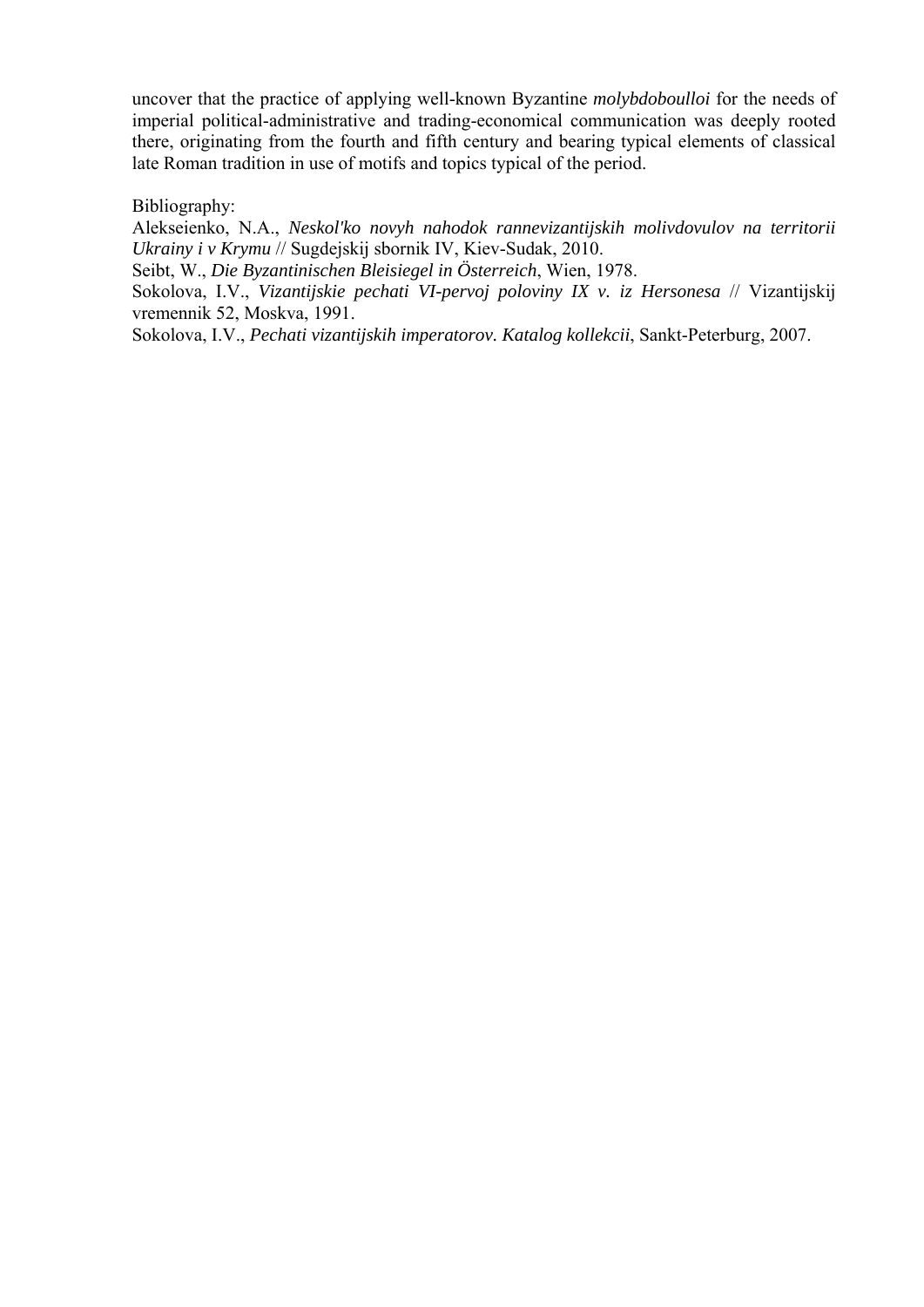uncover that the practice of applying well-known Byzantine *molybdoboulloi* for the needs of imperial political-administrative and trading-economical communication was deeply rooted there, originating from the fourth and fifth century and bearing typical elements of classical late Roman tradition in use of motifs and topics typical of the period.

Bibliography:

Alekseienko, N.A., *Neskol'ko novyh nahodok rannevizantijskih molivdovulov na territorii Ukrainy i v Krymu* // Sugdejskij sbornik IV, Kiev-Sudak, 2010.

Seibt, W., *Die Byzantinischen Bleisiegel in Österreich*, Wien, 1978.

Sokolova, I.V., *Vizantijskie pechati VI-pervoj poloviny IX v. iz Hersonesa* // Vizantijskij vremennik 52, Moskva, 1991.

Sokolova, I.V., *Pechati vizantijskih imperatorov. Katalog kollekcii*, Sankt-Peterburg, 2007.